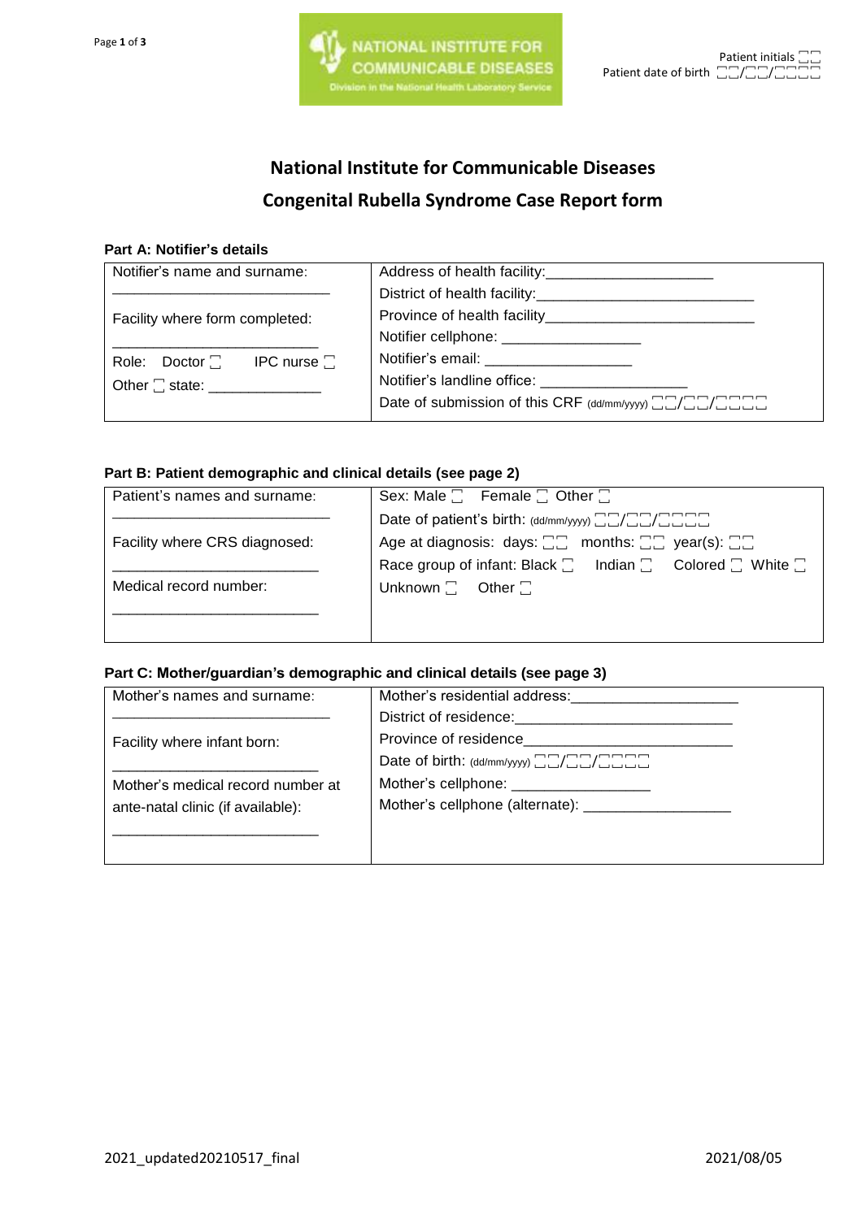Patient initials ☐☐
Patient date of birth ☐☐/☐☐/☐☐☐☐

# National Institute for Communicable Diseases

## Congenital Rubella Syndrome Case Report form

**Part A: Notifier's details**

| | |
|---|---|
| Notifier's name and surname: ___________________________ | Address of health facility: ____________________ |
| | District of health facility: ___________________________ |
| Facility where form completed: ___________________________ | Province of health facility ___________________________ |
| | Notifier cellphone: _________________ |
| Role: Doctor ☐ IPC nurse ☐ | Notifier's email: __________________ |
| Other ☐ state: ______________ | Notifier's landline office: __________________ |
| | Date of submission of this CRF (dd/mm/yyyy) ☐☐/☐☐/☐☐☐☐ |

**Part B: Patient demographic and clinical details (see page 2)**

| | |
|---|---|
| Patient's names and surname: ___________________________ | Sex: Male ☐ Female ☐ Other ☐ |
| | Date of patient's birth: (dd/mm/yyyy) ☐☐/☐☐/☐☐☐☐ |
| Facility where CRS diagnosed: ___________________________ | Age at diagnosis: days: ☐☐ months: ☐☐ year(s): ☐☐ |
| | Race group of infant: Black ☐ Indian ☐ Colored ☐ White ☐ |
| Medical record number: ___________________________ | Unknown ☐ Other ☐ |

**Part C: Mother/guardian's demographic and clinical details (see page 3)**

| | |
|---|---|
| Mother's names and surname: ___________________________ | Mother's residential address: ____________________ |
| | District of residence: ___________________________ |
| Facility where infant born: ___________________________ | Province of residence ___________________________ |
| | Date of birth: (dd/mm/yyyy) ☐☐/☐☐/☐☐☐☐ |
| Mother's medical record number at ante-natal clinic (if available): ___________________________ | Mother's cellphone: _________________ |
| | Mother's cellphone (alternate): __________________ |

2021_updated20210517_final 2021/08/05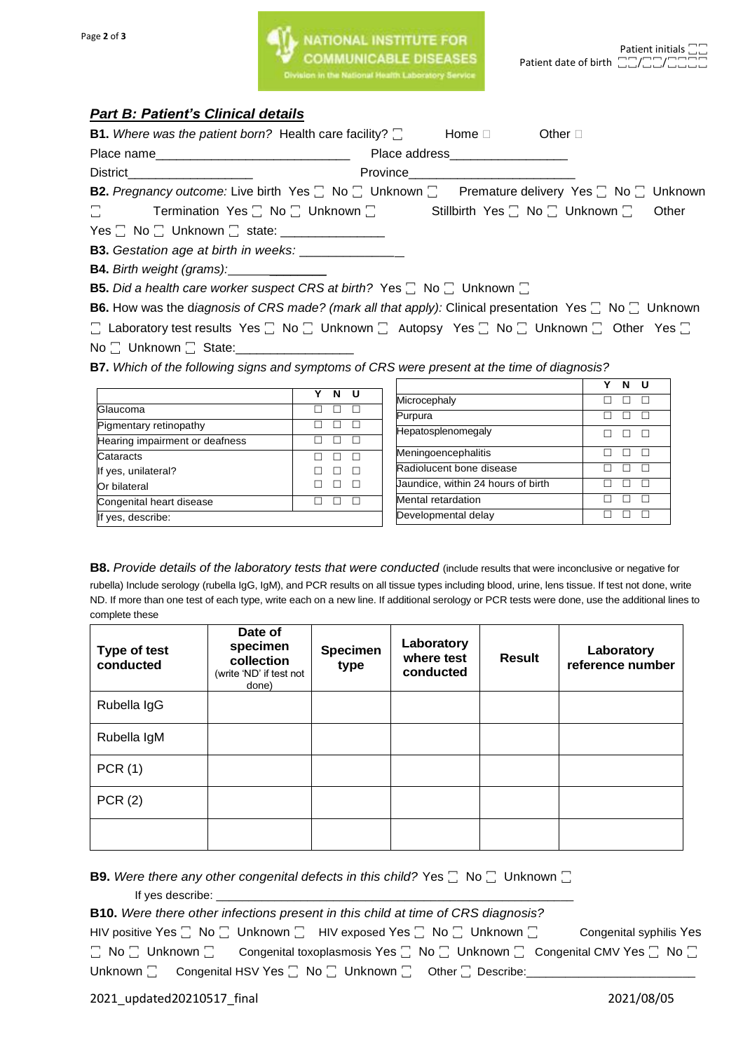Patient initials ☐☐
Patient date of birth ☐☐/☐☐/☐☐☐☐

## *Part B: Patient's Clinical details*

**B1.** *Where was the patient born?* Health care facility? ☐ Home ☐ Other ☐

Place name____________________________ Place address_________________

District__________________ Province________________________

**B2.** *Pregnancy outcome:* Live birth Yes ☐ No ☐ Unknown ☐ Premature delivery Yes ☐ No ☐ Unknown ☐ Termination Yes ☐ No ☐ Unknown ☐ Stillbirth Yes ☐ No ☐ Unknown ☐ Other Yes ☐ No ☐ Unknown ☐ state: _______________

**B3.** *Gestation age at birth in weeks:* _______________

**B4.** *Birth weight (grams):* ______________

**B5.** *Did a health care worker suspect CRS at birth?* Yes ☐ No ☐ Unknown ☐

**B6.** How was the d*iagnosis of CRS made? (mark all that apply):* Clinical presentation Yes ☐ No ☐ Unknown ☐ Laboratory test results Yes ☐ No ☐ Unknown ☐ Autopsy Yes ☐ No ☐ Unknown ☐ Other Yes ☐ No ☐ Unknown ☐ State:_________________

**B7.** *Which of the following signs and symptoms of CRS were present at the time of diagnosis?*

| | Y | N | U |
|---|---|---|---|
| Glaucoma | ☐ | ☐ | ☐ |
| Pigmentary retinopathy | ☐ | ☐ | ☐ |
| Hearing impairment or deafness | ☐ | ☐ | ☐ |
| Cataracts | ☐ | ☐ | ☐ |
| If yes, unilateral? | ☐ | ☐ | ☐ |
| Or bilateral | ☐ | ☐ | ☐ |
| Congenital heart disease | ☐ | ☐ | ☐ |
| If yes, describe: | | | |

| | Y | N | U |
|---|---|---|---|
| Microcephaly | ☐ | ☐ | ☐ |
| Purpura | ☐ | ☐ | ☐ |
| Hepatosplenomegaly | ☐ | ☐ | ☐ |
| Meningoencephalitis | ☐ | ☐ | ☐ |
| Radiolucent bone disease | ☐ | ☐ | ☐ |
| Jaundice, within 24 hours of birth | ☐ | ☐ | ☐ |
| Mental retardation | ☐ | ☐ | ☐ |
| Developmental delay | ☐ | ☐ | ☐ |

**B8.** *Provide details of the laboratory tests that were conducted* (include results that were inconclusive or negative for rubella) Include serology (rubella IgG, IgM), and PCR results on all tissue types including blood, urine, lens tissue. If test not done, write ND. If more than one test of each type, write each on a new line. If additional serology or PCR tests were done, use the additional lines to complete these

| Type of test conducted | Date of specimen collection (write 'ND' if test not done) | Specimen type | Laboratory where test conducted | Result | Laboratory reference number |
|---|---|---|---|---|---|
| Rubella IgG | | | | | |
| Rubella IgM | | | | | |
| PCR (1) | | | | | |
| PCR (2) | | | | | |
| | | | | | |

**B9.** *Were there any other congenital defects in this child?* Yes ☐ No ☐ Unknown ☐

If yes describe: _______________________________________________________

**B10.** *Were there other infections present in this child at time of CRS diagnosis?*

HIV positive Yes ☐ No ☐ Unknown ☐ HIV exposed Yes ☐ No ☐ Unknown ☐ Congenital syphilis Yes ☐ No ☐ Unknown ☐ Congenital toxoplasmosis Yes ☐ No ☐ Unknown ☐ Congenital CMV Yes ☐ No ☐ Unknown ☐ Congenital HSV Yes ☐ No ☐ Unknown ☐ Other ☐ Describe:_________________________

2021_updated20210517_final 2021/08/05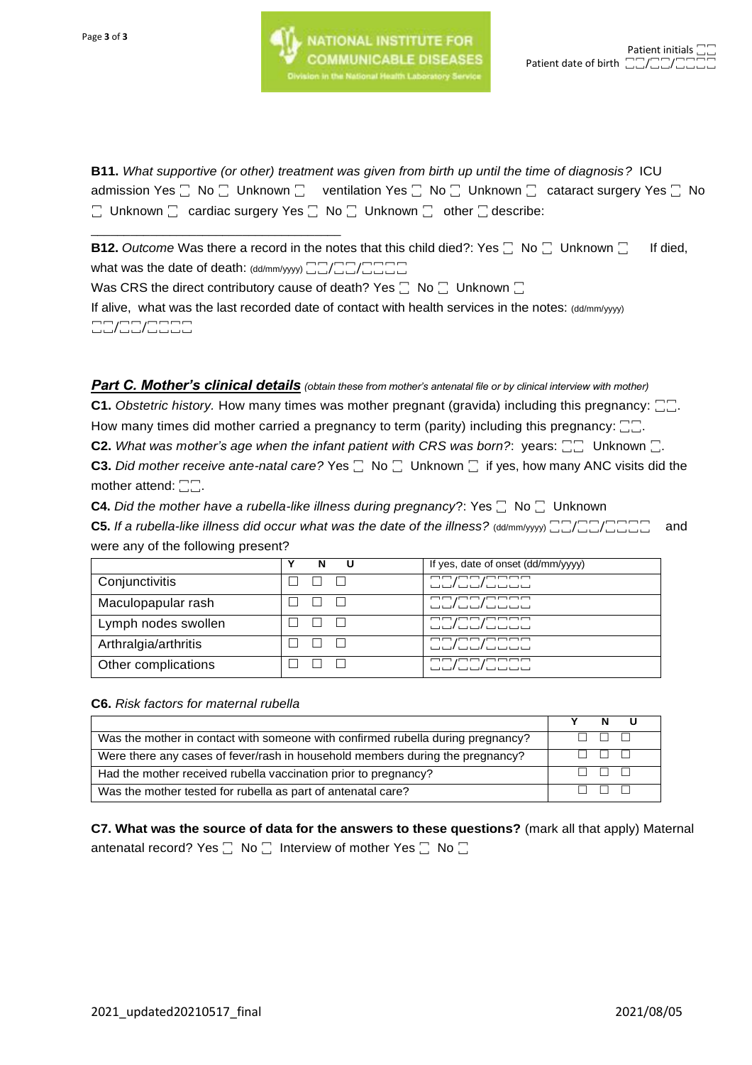Patient initials ☐☐
Patient date of birth ☐☐/☐☐/☐☐☐☐

**B11.** *What supportive (or other) treatment was given from birth up until the time of diagnosis?* ICU admission Yes ☐ No ☐ Unknown ☐ ventilation Yes ☐ No ☐ Unknown ☐ cataract surgery Yes ☐ No ☐ Unknown ☐ cardiac surgery Yes ☐ No ☐ Unknown ☐ other ☐ describe: ___________________________________

**B12.** *Outcome* Was there a record in the notes that this child died?: Yes ☐ No ☐ Unknown ☐ If died, what was the date of death: (dd/mm/yyyy) ☐☐/☐☐/☐☐☐☐

Was CRS the direct contributory cause of death? Yes ☐ No ☐ Unknown ☐

If alive, what was the last recorded date of contact with health services in the notes: (dd/mm/yyyy) ☐☐/☐☐/☐☐☐☐

## ***Part C. Mother's clinical details*** *(obtain these from mother's antenatal file or by clinical interview with mother)*

**C1.** *Obstetric history.* How many times was mother pregnant (gravida) including this pregnancy: ☐☐.
How many times did mother carried a pregnancy to term (parity) including this pregnancy: ☐☐.

**C2.** *What was mother's age when the infant patient with CRS was born?*: years: ☐☐ Unknown ☐.

**C3.** *Did mother receive ante-natal care?* Yes ☐ No ☐ Unknown ☐ if yes, how many ANC visits did the mother attend: ☐☐.

**C4.** *Did the mother have a rubella-like illness during pregnancy*?: Yes ☐ No ☐ Unknown

**C5.** *If a rubella-like illness did occur what was the date of the illness?* (dd/mm/yyyy) ☐☐/☐☐/☐☐☐☐ and were any of the following present?

| | Y N U | If yes, date of onset (dd/mm/yyyy) |
|---|---|---|
| Conjunctivitis | ☐ ☐ ☐ | ☐☐/☐☐/☐☐☐☐ |
| Maculopapular rash | ☐ ☐ ☐ | ☐☐/☐☐/☐☐☐☐ |
| Lymph nodes swollen | ☐ ☐ ☐ | ☐☐/☐☐/☐☐☐☐ |
| Arthralgia/arthritis | ☐ ☐ ☐ | ☐☐/☐☐/☐☐☐☐ |
| Other complications | ☐ ☐ ☐ | ☐☐/☐☐/☐☐☐☐ |

**C6.** *Risk factors for maternal rubella*

| | Y N U |
|---|---|
| Was the mother in contact with someone with confirmed rubella during pregnancy? | ☐ ☐ ☐ |
| Were there any cases of fever/rash in household members during the pregnancy? | ☐ ☐ ☐ |
| Had the mother received rubella vaccination prior to pregnancy? | ☐ ☐ ☐ |
| Was the mother tested for rubella as part of antenatal care? | ☐ ☐ ☐ |

**C7. What was the source of data for the answers to these questions?** (mark all that apply) Maternal antenatal record? Yes ☐ No ☐ Interview of mother Yes ☐ No ☐

2021_updated20210517_final 2021/08/05